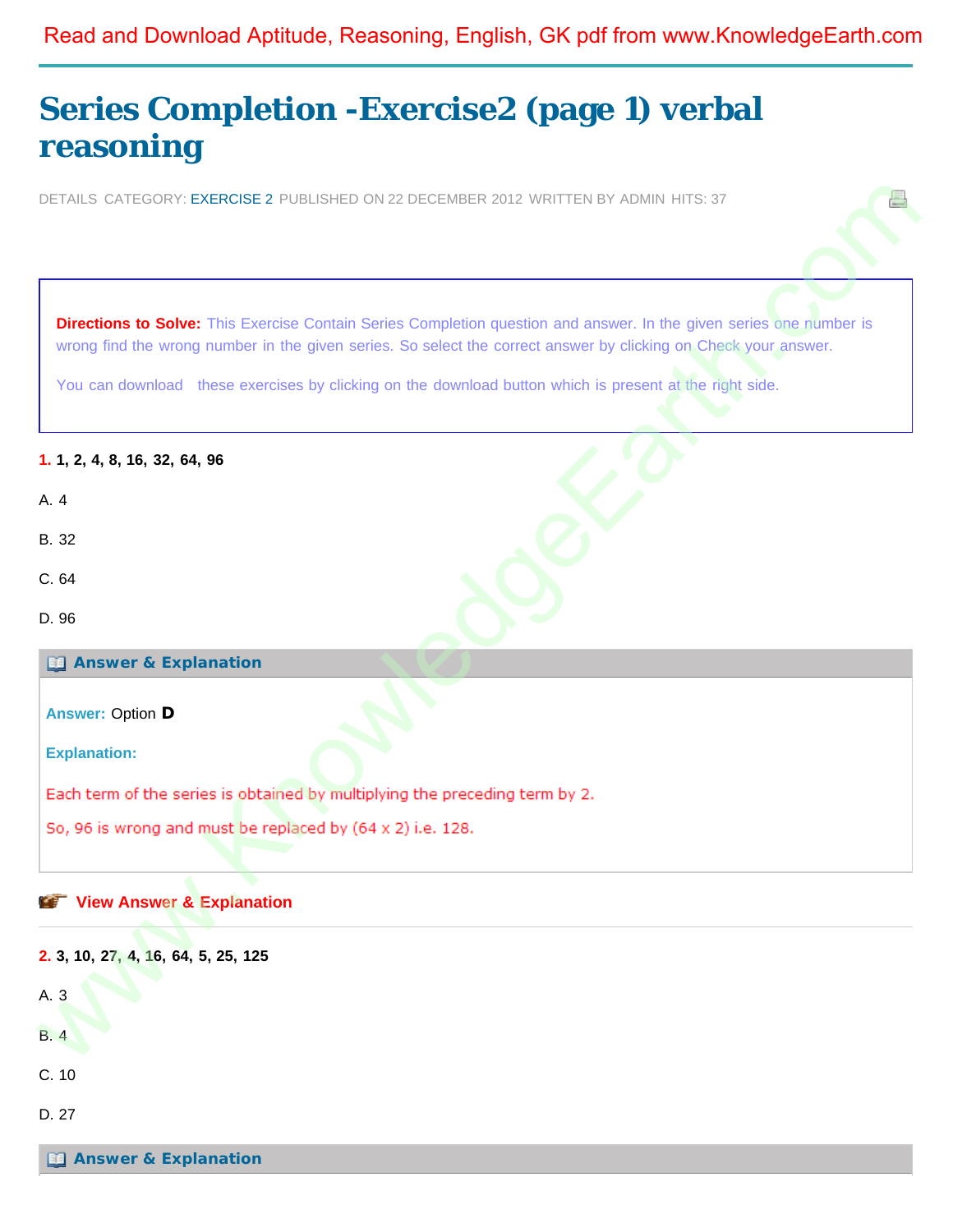Read and Download Aptitude, Reasoning, English, GK pdf from www.KnowledgeEarth.com

# Series Completion -Exercise2 (page 1) verbal reasoning

DETAILS CATEGORY: EXERCISE 2 PUBLISHED ON 22 DECEMBER 2012 WRITTEN BY ADMIN HITS: 37

**Directions to Solve:** This Exercise Contain Series Completion question and answer. In the given series one number is wrong find the wrong number in the given series. So select the correct answer by clicking on Check your answer.

You can download these exercises by clicking on the download button which is present at the right side.

**1. 1, 2, 4, 8, 16, 32, 64, 96**

A. 4

B. 32

C. 64

D. 96

**Answer & Explanation**

**Answer:** Option **D**

**Explanation:**

Each term of the series is obtained by multiplying the preceding term by 2.

So, 96 is wrong and must be replaced by (64 x 2) i.e. 128.

**View Answer & Explanation**

**2. 3, 10, 27, 4, 16, 64, 5, 25, 125**

A. 3

B. 4

C. 10

D. 27

**Answer & Explanation**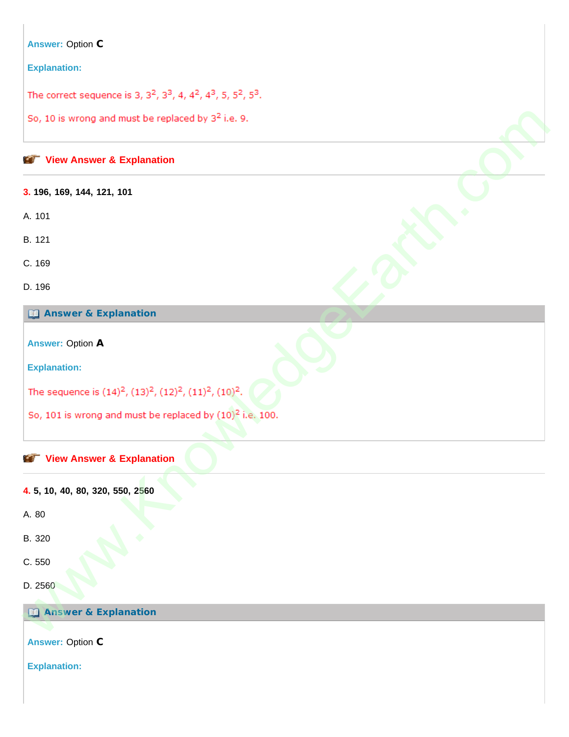**Answer:** Option **C**

**Explanation:**

The correct sequence is 3, $3^2$, $3^3$, 4, $4^2$, $4^3$, 5, $5^2$, $5^3$.

So, 10 is wrong and must be replaced by $3^2$ i.e. 9.

**View Answer & Explanation**

---

**3.** **196, 169, 144, 121, 101**

A. 101

B. 121

C. 169

D. 196

**Answer & Explanation**

**Answer:** Option **A**

**Explanation:**

The sequence is $(14)^2$, $(13)^2$, $(12)^2$, $(11)^2$, $(10)^2$.

So, 101 is wrong and must be replaced by $(10)^2$ i.e. 100.

**View Answer & Explanation**

---

**4.** **5, 10, 40, 80, 320, 550, 2560**

A. 80

B. 320

C. 550

D. 2560

**Answer & Explanation**

**Answer:** Option **C**

**Explanation:**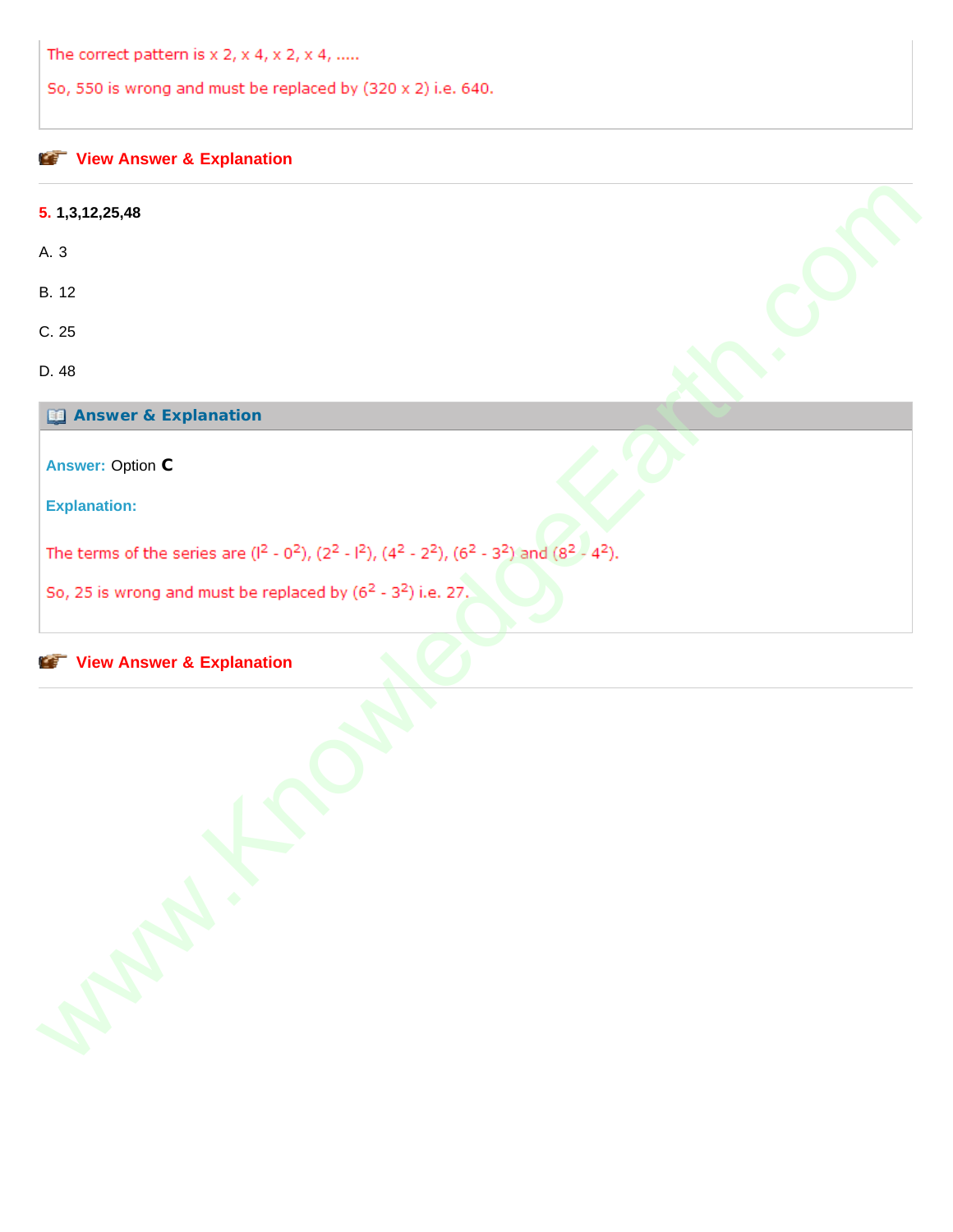The correct pattern is x 2, x 4, x 2, x 4, .....

So, 550 is wrong and must be replaced by (320 x 2) i.e. 640.

View Answer & Explanation

**5.** **1,3,12,25,48**

A. 3

B. 12

C. 25

D. 48

**Answer & Explanation**

**Answer:** Option **C**

**Explanation:**

The terms of the series are $(1^2 - 0^2)$, $(2^2 - 1^2)$, $(4^2 - 2^2)$, $(6^2 - 3^2)$ and $(8^2 - 4^2)$.

So, 25 is wrong and must be replaced by $(6^2 - 3^2)$ i.e. 27.

View Answer & Explanation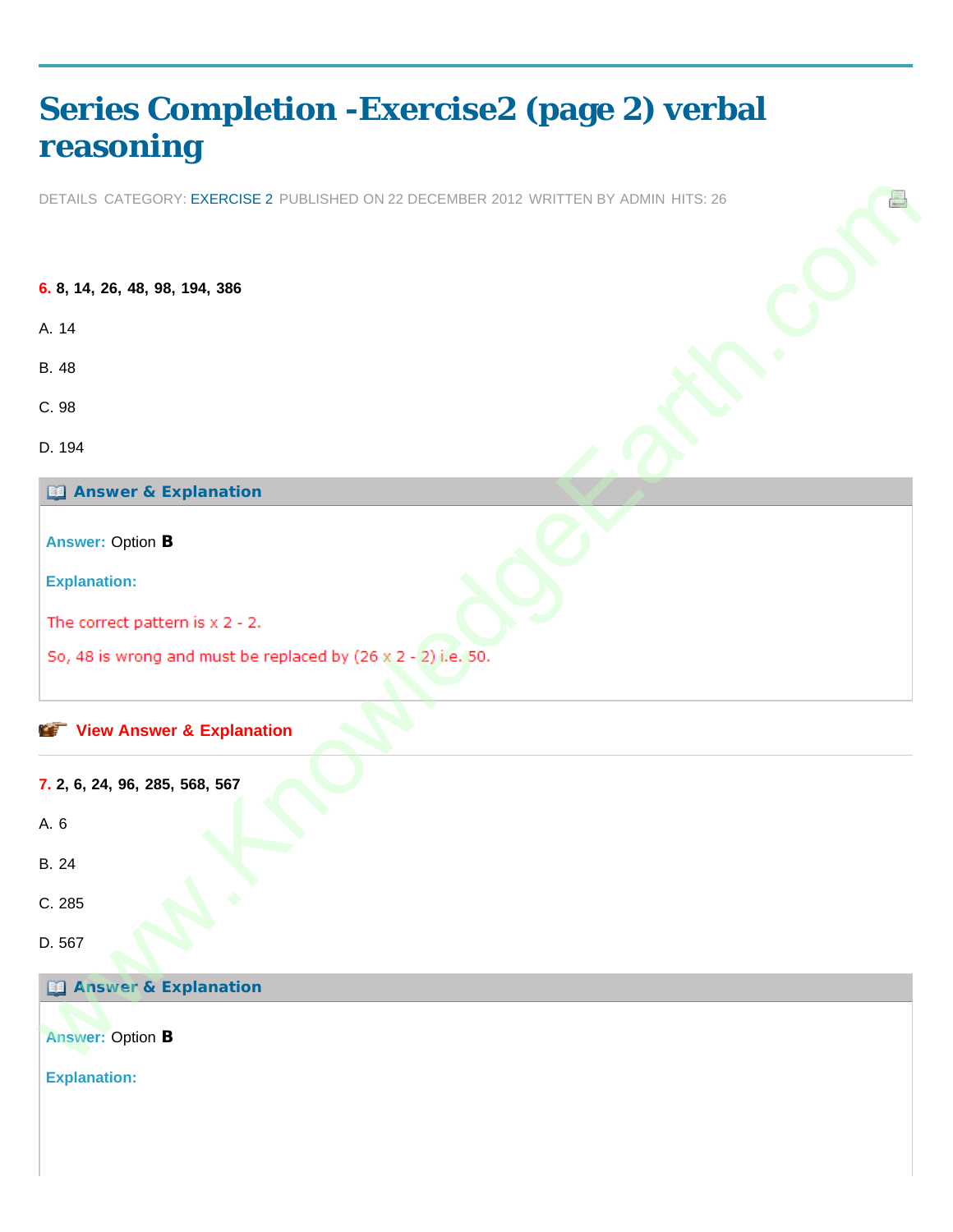# Series Completion -Exercise2 (page 2) verbal reasoning

DETAILS CATEGORY: EXERCISE 2 PUBLISHED ON 22 DECEMBER 2012 WRITTEN BY ADMIN HITS: 26

**6. 8, 14, 26, 48, 98, 194, 386**

A. 14

B. 48

C. 98

D. 194

### Answer & Explanation

**Answer:** Option **B**

**Explanation:**

The correct pattern is x 2 - 2.

So, 48 is wrong and must be replaced by (26 x 2 - 2) i.e. 50.

**View Answer & Explanation**

---

**7. 2, 6, 24, 96, 285, 568, 567**

A. 6

B. 24

C. 285

D. 567

### Answer & Explanation

**Answer:** Option **B**

**Explanation:**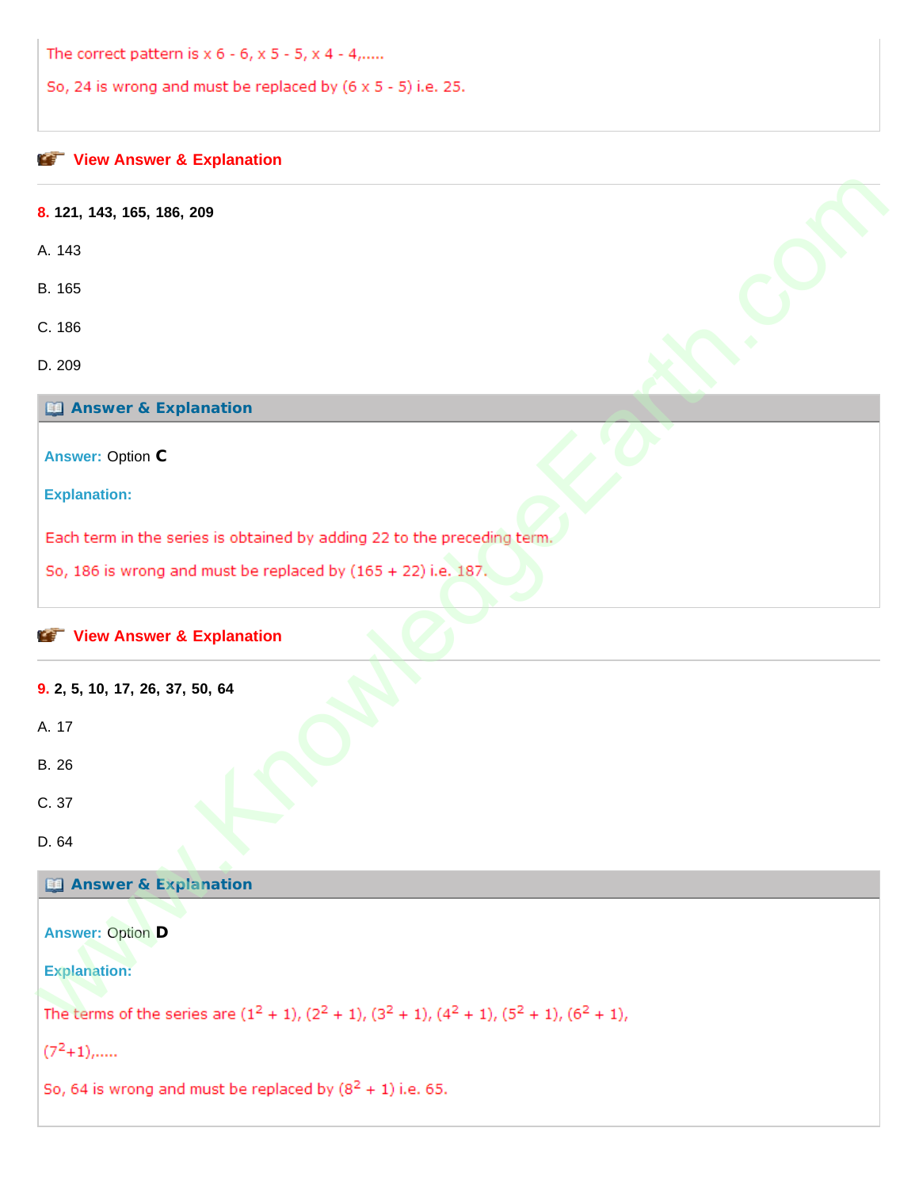The correct pattern is x 6 - 6, x 5 - 5, x 4 - 4,.....

So, 24 is wrong and must be replaced by (6 x 5 - 5) i.e. 25.

**View Answer & Explanation**

**8.** **121, 143, 165, 186, 209**

A. 143

B. 165

C. 186

D. 209

**Answer & Explanation**

**Answer:** Option **C**

**Explanation:**

Each term in the series is obtained by adding 22 to the preceding term.

So, 186 is wrong and must be replaced by (165 + 22) i.e. 187.

**View Answer & Explanation**

**9.** **2, 5, 10, 17, 26, 37, 50, 64**

A. 17

B. 26

C. 37

D. 64

**Answer & Explanation**

**Answer:** Option **D**

**Explanation:**

The terms of the series are $(1^2 + 1)$, $(2^2 + 1)$, $(3^2 + 1)$, $(4^2 + 1)$, $(5^2 + 1)$, $(6^2 + 1)$,

$(7^2+1)$,.....

So, 64 is wrong and must be replaced by $(8^2 + 1)$ i.e. 65.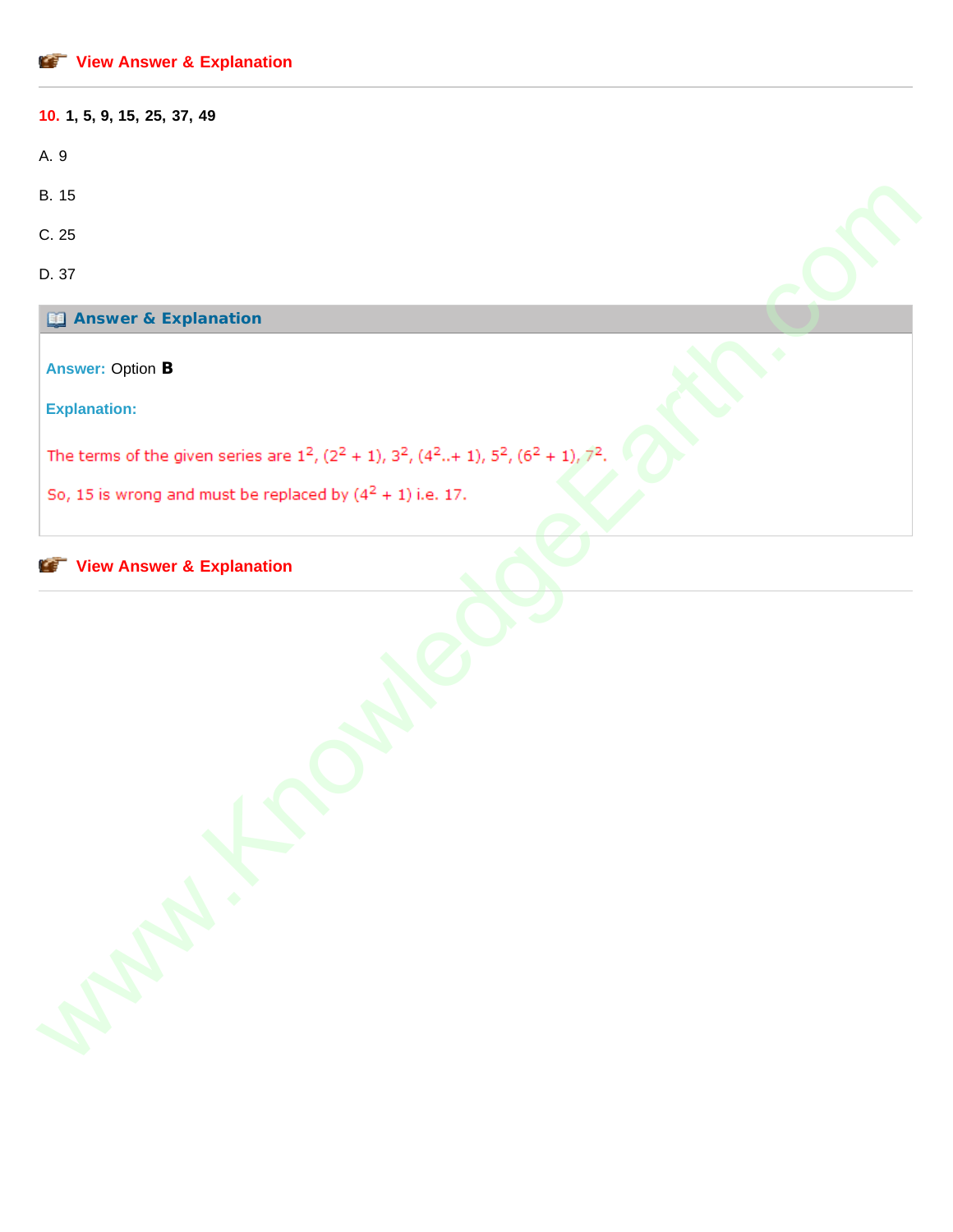**View Answer & Explanation**

---

**10.** **1, 5, 9, 15, 25, 37, 49**

A. 9

B. 15

C. 25

D. 37

### Answer & Explanation

**Answer:** Option **B**

**Explanation:**

The terms of the given series are $1^2$, $(2^2 + 1)$, $3^2$, $(4^2..+ 1)$, $5^2$, $(6^2 + 1)$, $7^2$.

So, 15 is wrong and must be replaced by $(4^2 + 1)$ i.e. 17.

**View Answer & Explanation**

---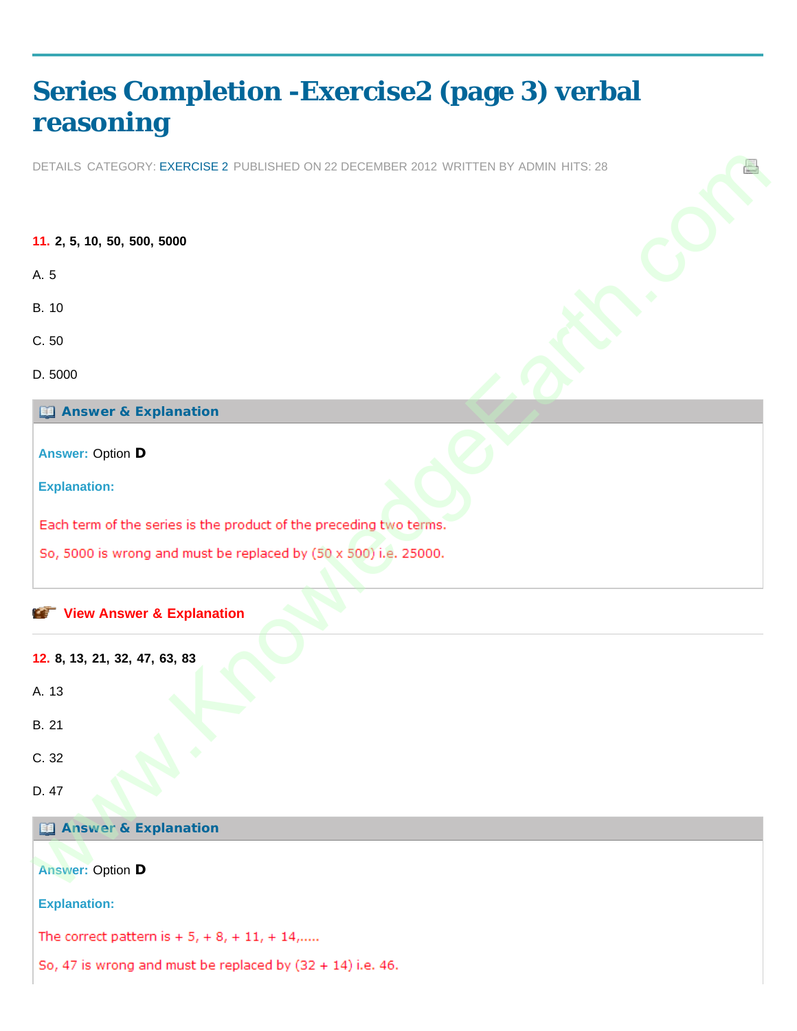# Series Completion -Exercise2 (page 3) verbal reasoning

DETAILS CATEGORY: EXERCISE 2 PUBLISHED ON 22 DECEMBER 2012 WRITTEN BY ADMIN HITS: 28

**11. 2, 5, 10, 50, 500, 5000**

A. 5

B. 10

C. 50

D. 5000

**Answer & Explanation**

**Answer:** Option **D**

**Explanation:**

Each term of the series is the product of the preceding two terms.

So, 5000 is wrong and must be replaced by (50 x 500) i.e. 25000.

**View Answer & Explanation**

---

**12. 8, 13, 21, 32, 47, 63, 83**

A. 13

B. 21

C. 32

D. 47

**Answer & Explanation**

**Answer:** Option **D**

**Explanation:**

The correct pattern is + 5, + 8, + 11, + 14,.....

So, 47 is wrong and must be replaced by (32 + 14) i.e. 46.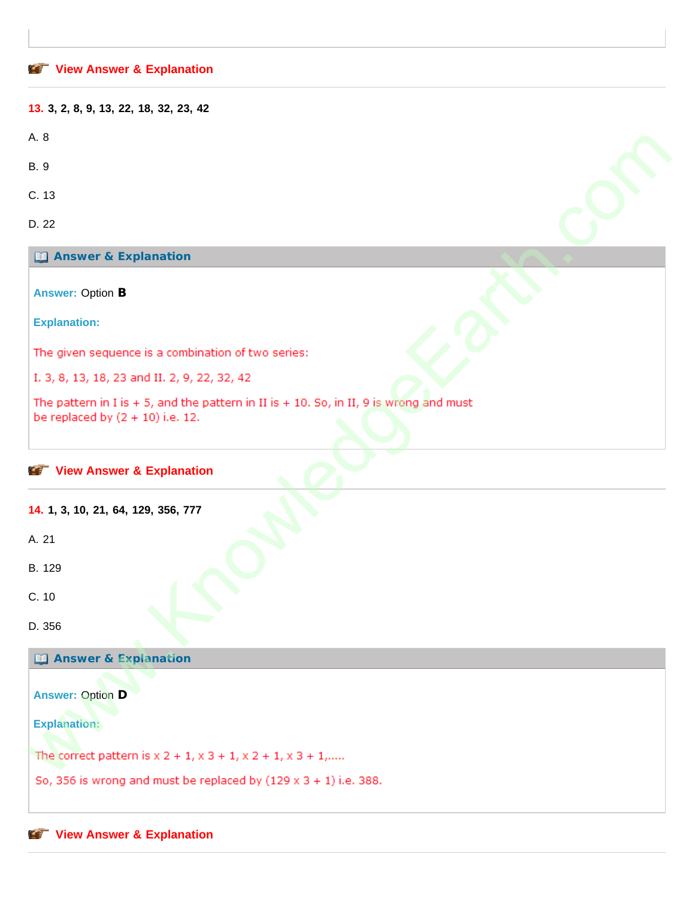View Answer & Explanation

**13.** **3, 2, 8, 9, 13, 22, 18, 32, 23, 42**

A. 8

B. 9

C. 13

D. 22

**Answer & Explanation**

**Answer:** Option **B**

**Explanation:**

The given sequence is a combination of two series:

I. 3, 8, 13, 18, 23 and II. 2, 9, 22, 32, 42

The pattern in I is + 5, and the pattern in II is + 10. So, in II, 9 is wrong and must be replaced by (2 + 10) i.e. 12.

View Answer & Explanation

**14.** **1, 3, 10, 21, 64, 129, 356, 777**

A. 21

B. 129

C. 10

D. 356

**Answer & Explanation**

**Answer:** Option **D**

**Explanation:**

The correct pattern is x 2 + 1, x 3 + 1, x 2 + 1, x 3 + 1,.....

So, 356 is wrong and must be replaced by (129 x 3 + 1) i.e. 388.

View Answer & Explanation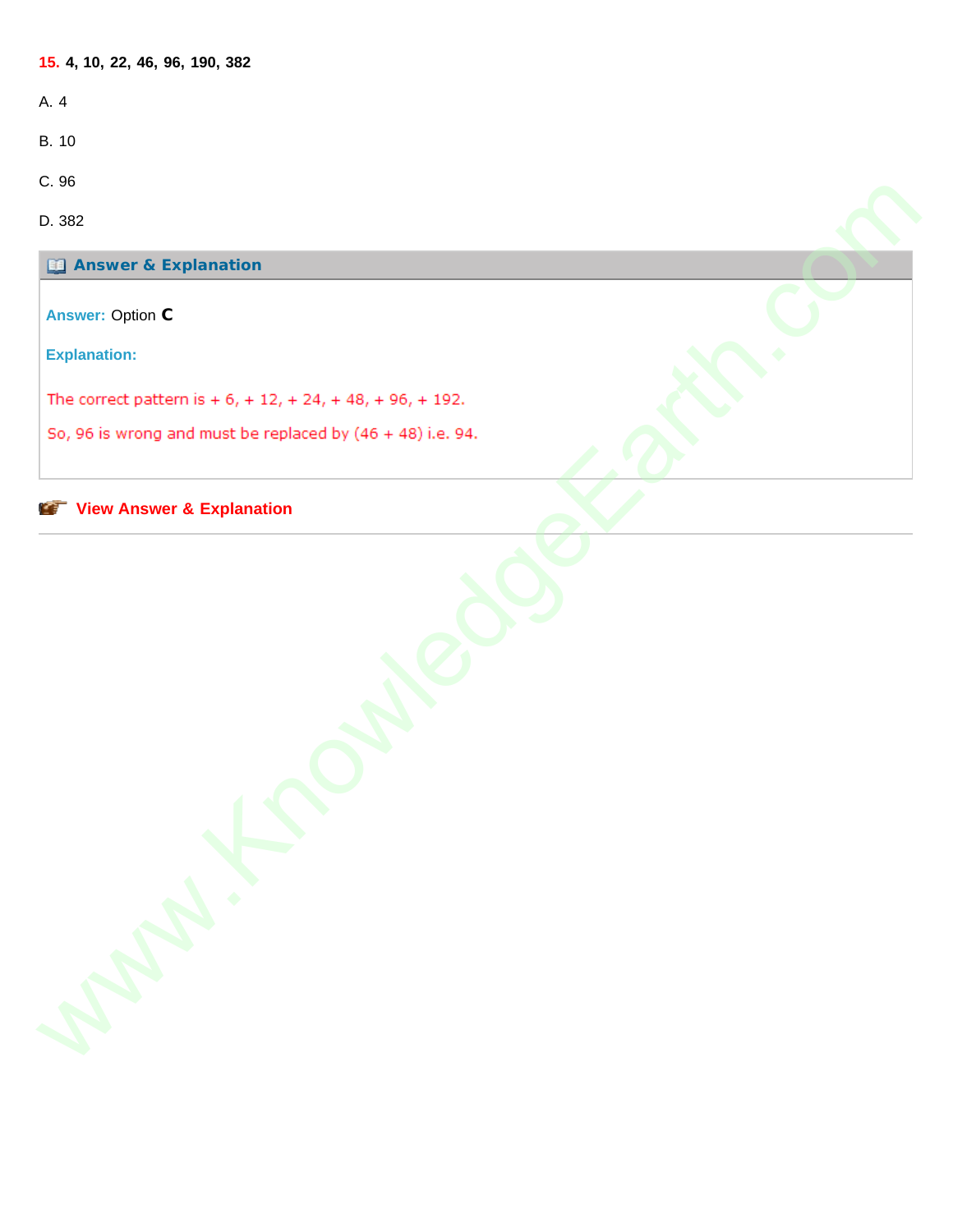**15.** **4, 10, 22, 46, 96, 190, 382**

A. 4

B. 10

C. 96

D. 382

**Answer & Explanation**

**Answer:** Option **C**

**Explanation:**

The correct pattern is + 6, + 12, + 24, + 48, + 96, + 192.

So, 96 is wrong and must be replaced by (46 + 48) i.e. 94.

**View Answer & Explanation**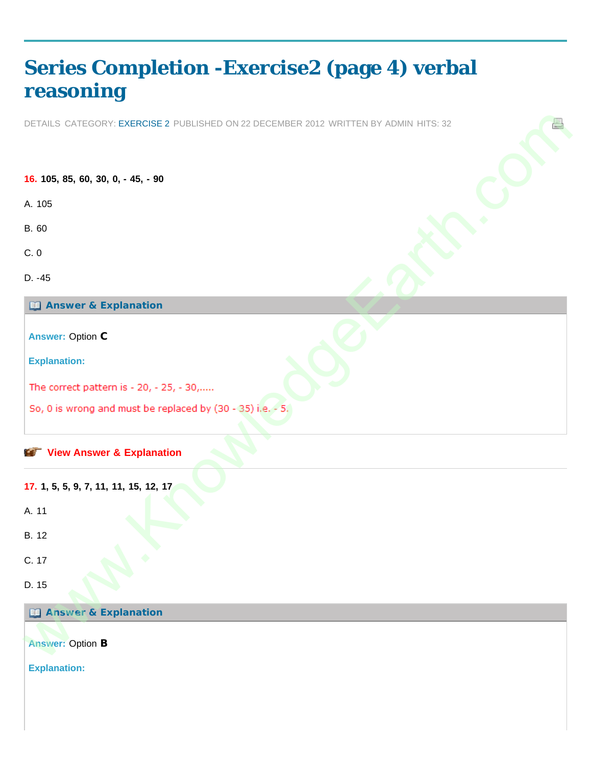# Series Completion -Exercise2 (page 4) verbal reasoning

DETAILS CATEGORY: EXERCISE 2 PUBLISHED ON 22 DECEMBER 2012 WRITTEN BY ADMIN HITS: 32

**16. 105, 85, 60, 30, 0, - 45, - 90**

A. 105

B. 60

C. 0

D. -45

**Answer & Explanation**

**Answer:** Option **C**

**Explanation:**

The correct pattern is - 20, - 25, - 30,.....

So, 0 is wrong and must be replaced by (30 - 35) i.e. - 5.

**View Answer & Explanation**

---

**17. 1, 5, 5, 9, 7, 11, 11, 15, 12, 17**

A. 11

B. 12

C. 17

D. 15

**Answer & Explanation**

**Answer:** Option **B**

**Explanation:**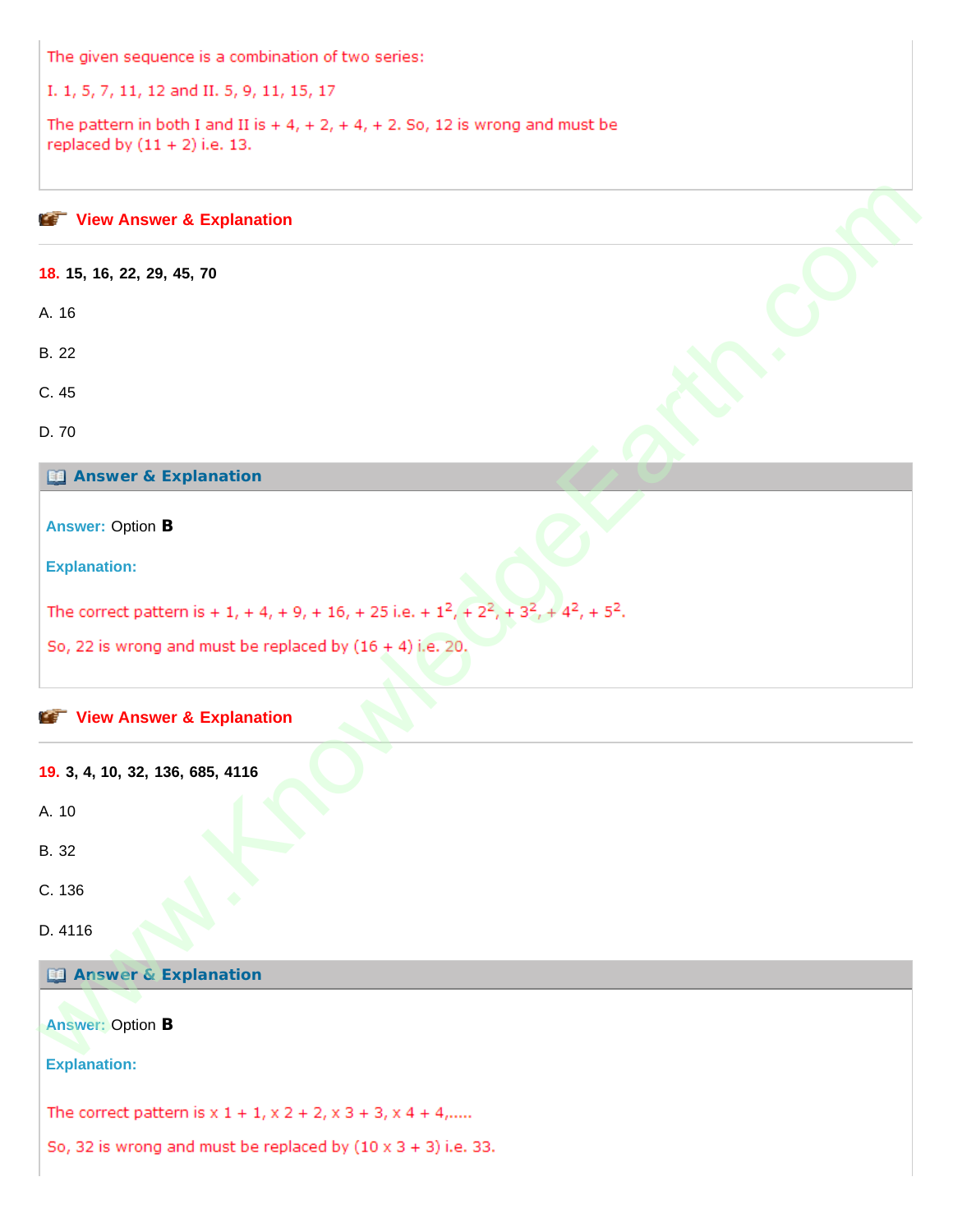The given sequence is a combination of two series:

I. 1, 5, 7, 11, 12 and II. 5, 9, 11, 15, 17

The pattern in both I and II is + 4, + 2, + 4, + 2. So, 12 is wrong and must be replaced by (11 + 2) i.e. 13.

View Answer & Explanation

---

**18. 15, 16, 22, 29, 45, 70**

A. 16

B. 22

C. 45

D. 70

**Answer & Explanation**

**Answer:** Option **B**

**Explanation:**

The correct pattern is + 1, + 4, + 9, + 16, + 25 i.e. + $1^2$, + $2^2$, + $3^2$, + $4^2$, + $5^2$.

So, 22 is wrong and must be replaced by (16 + 4) i.e. 20.

View Answer & Explanation

---

**19. 3, 4, 10, 32, 136, 685, 4116**

A. 10

B. 32

C. 136

D. 4116

**Answer & Explanation**

**Answer:** Option **B**

**Explanation:**

The correct pattern is x 1 + 1, x 2 + 2, x 3 + 3, x 4 + 4,.....

So, 32 is wrong and must be replaced by (10 x 3 + 3) i.e. 33.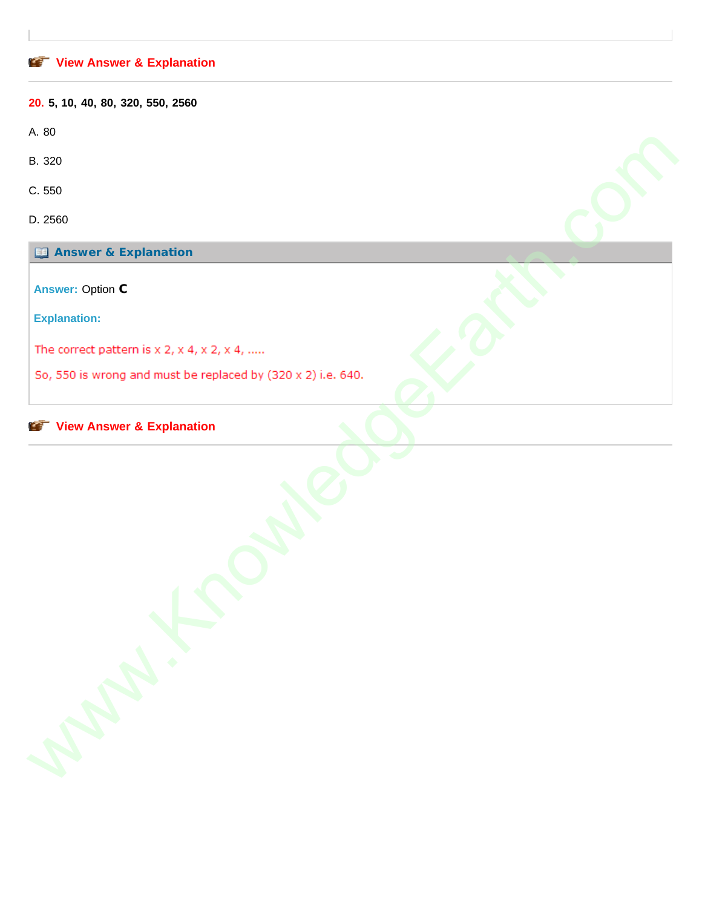View Answer & Explanation

**20. 5, 10, 40, 80, 320, 550, 2560**

A. 80

B. 320

C. 550

D. 2560

**Answer & Explanation**

**Answer:** Option **C**

**Explanation:**

The correct pattern is x 2, x 4, x 2, x 4, .....

So, 550 is wrong and must be replaced by (320 x 2) i.e. 640.

View Answer & Explanation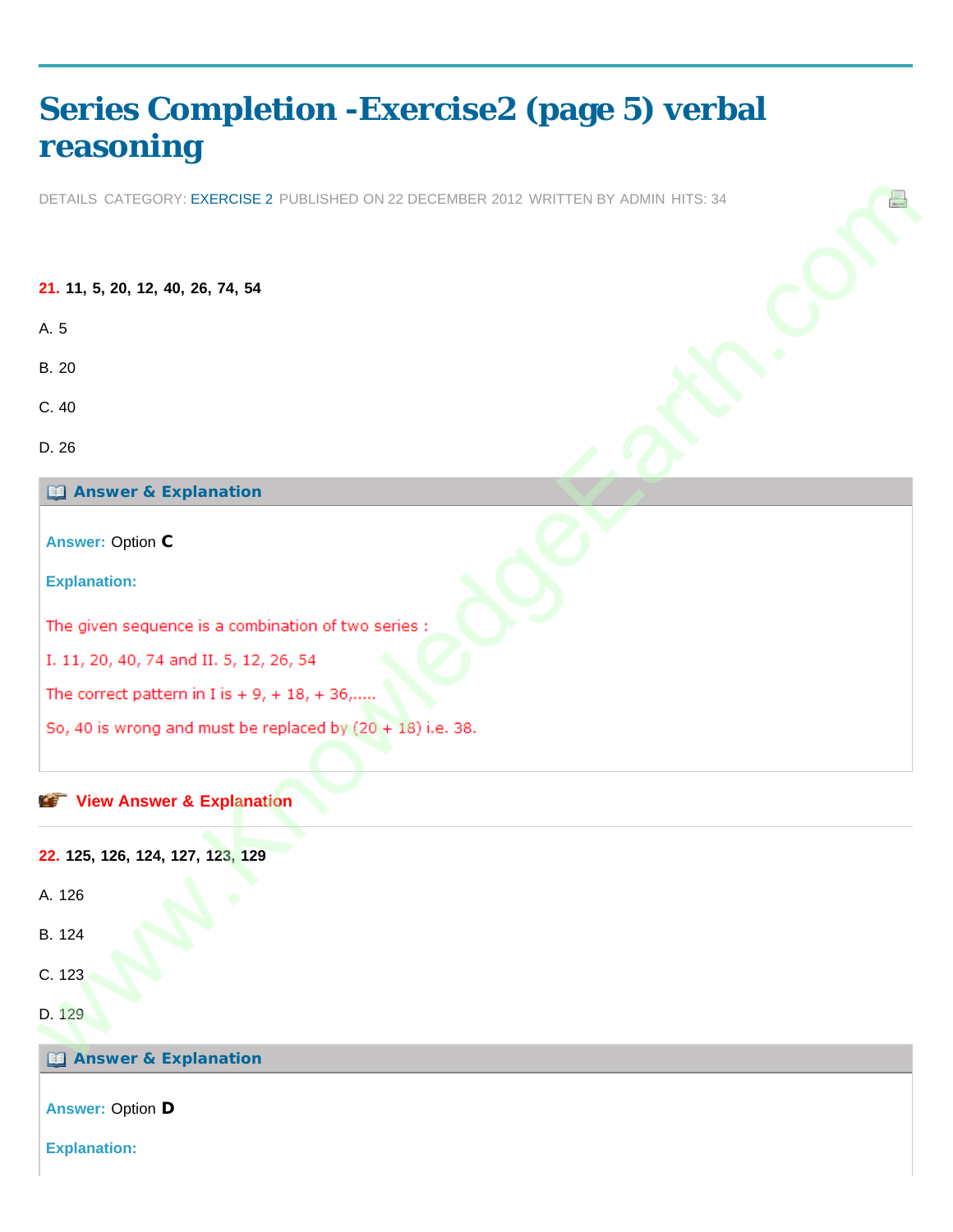# Series Completion -Exercise2 (page 5) verbal reasoning

DETAILS CATEGORY: EXERCISE 2 PUBLISHED ON 22 DECEMBER 2012 WRITTEN BY ADMIN HITS: 34

**21. 11, 5, 20, 12, 40, 26, 74, 54**

A. 5

B. 20

C. 40

D. 26

**Answer & Explanation**

**Answer:** Option **C**

**Explanation:**

The given sequence is a combination of two series :

I. 11, 20, 40, 74 and II. 5, 12, 26, 54

The correct pattern in I is + 9, + 18, + 36,.....

So, 40 is wrong and must be replaced by (20 + 18) i.e. 38.

**View Answer & Explanation**

**22. 125, 126, 124, 127, 123, 129**

A. 126

B. 124

C. 123

D. 129

**Answer & Explanation**

**Answer:** Option **D**

**Explanation:**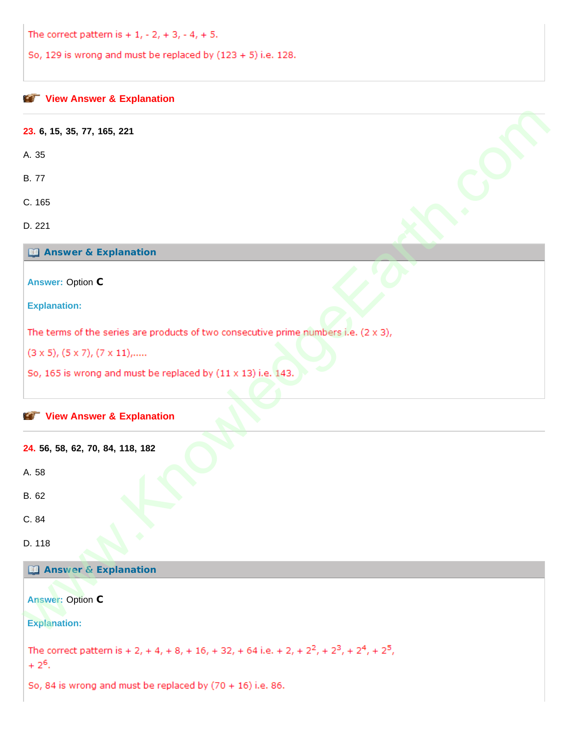The correct pattern is + 1, - 2, + 3, - 4, + 5.

So, 129 is wrong and must be replaced by (123 + 5) i.e. 128.

View Answer & Explanation

**23.** **6, 15, 35, 77, 165, 221**

A. 35

B. 77

C. 165

D. 221

**Answer & Explanation**

**Answer:** Option **C**

**Explanation:**

The terms of the series are products of two consecutive prime numbers i.e. (2 x 3), (3 x 5), (5 x 7), (7 x 11),.....

So, 165 is wrong and must be replaced by (11 x 13) i.e. 143.

View Answer & Explanation

**24.** **56, 58, 62, 70, 84, 118, 182**

A. 58

B. 62

C. 84

D. 118

**Answer & Explanation**

**Answer:** Option **C**

**Explanation:**

The correct pattern is + 2, + 4, + 8, + 16, + 32, + 64 i.e. + 2, + $2^2$, + $2^3$, + $2^4$, + $2^5$, + $2^6$.

So, 84 is wrong and must be replaced by (70 + 16) i.e. 86.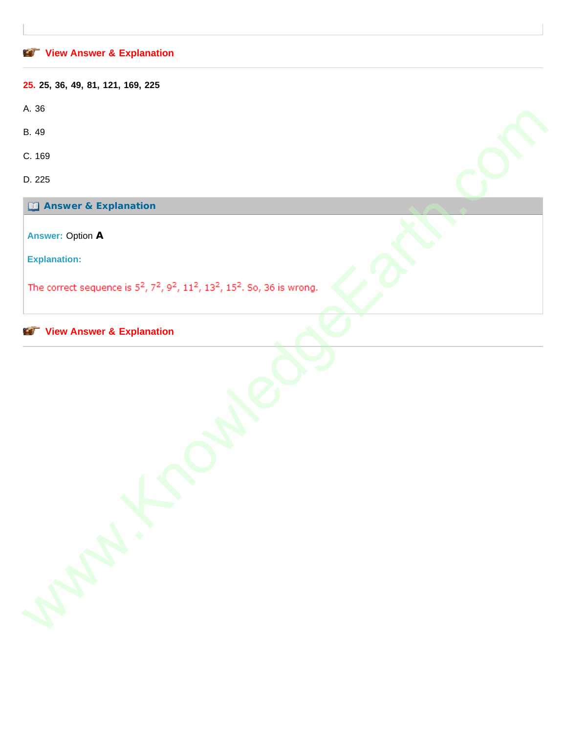View Answer & Explanation

**25. 25, 36, 49, 81, 121, 169, 225**

A. 36

B. 49

C. 169

D. 225

**Answer & Explanation**

**Answer:** Option **A**

**Explanation:**

The correct sequence is $5^2$, $7^2$, $9^2$, $11^2$, $13^2$, $15^2$. So, 36 is wrong.

View Answer & Explanation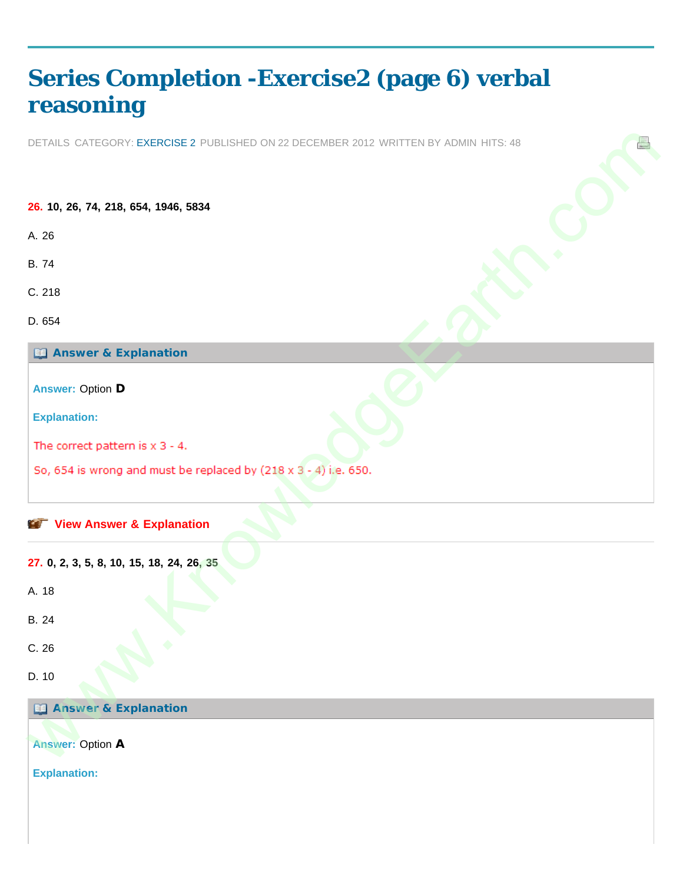# Series Completion -Exercise2 (page 6) verbal reasoning

DETAILS CATEGORY: EXERCISE 2 PUBLISHED ON 22 DECEMBER 2012 WRITTEN BY ADMIN HITS: 48

**26. 10, 26, 74, 218, 654, 1946, 5834**

A. 26

B. 74

C. 218

D. 654

**Answer & Explanation**

**Answer:** Option **D**

**Explanation:**

The correct pattern is x 3 - 4.

So, 654 is wrong and must be replaced by (218 x 3 - 4) i.e. 650.

**View Answer & Explanation**

**27. 0, 2, 3, 5, 8, 10, 15, 18, 24, 26, 35**

A. 18

B. 24

C. 26

D. 10

**Answer & Explanation**

**Answer:** Option **A**

**Explanation:**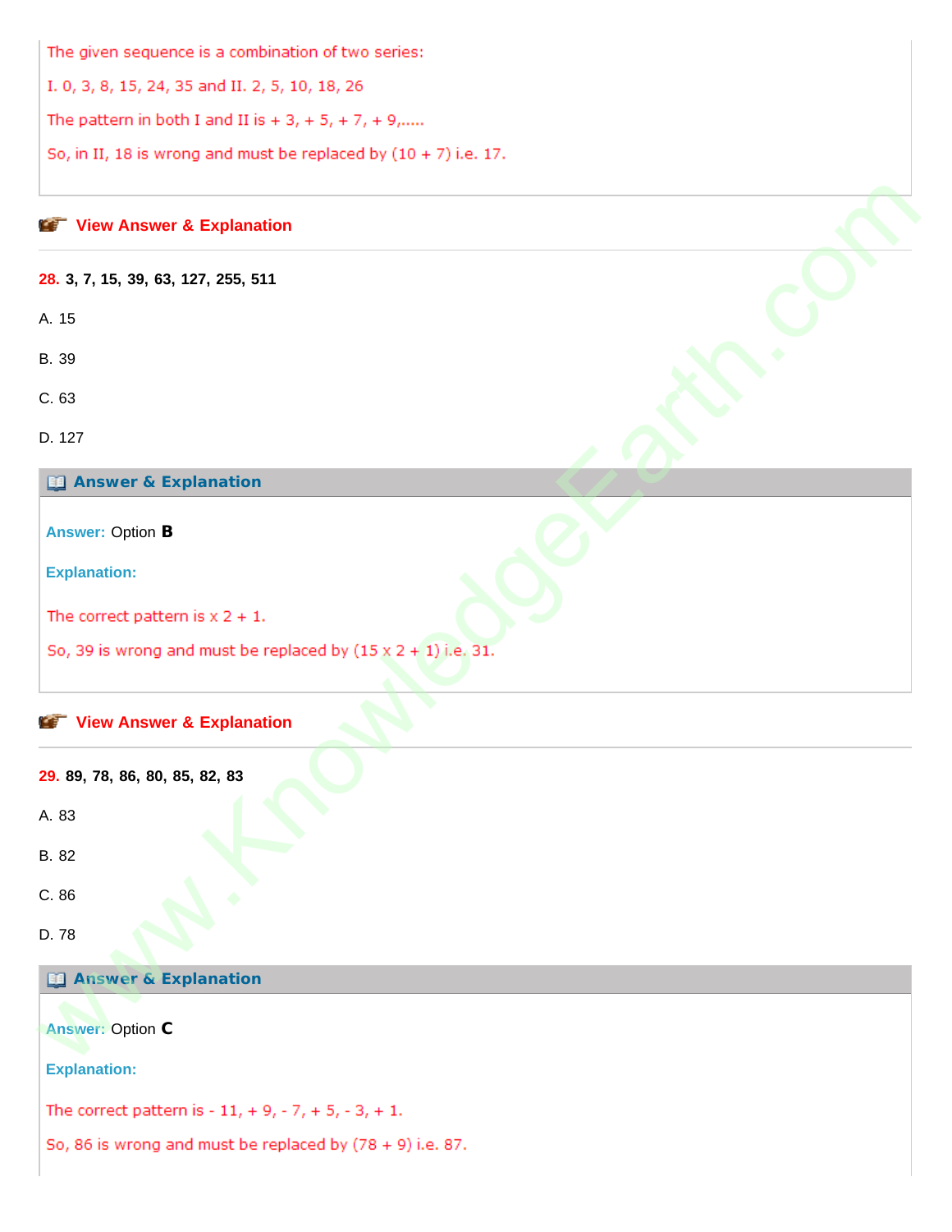The given sequence is a combination of two series:

I. 0, 3, 8, 15, 24, 35 and II. 2, 5, 10, 18, 26

The pattern in both I and II is + 3, + 5, + 7, + 9,.....

So, in II, 18 is wrong and must be replaced by (10 + 7) i.e. 17.

**View Answer & Explanation**

**28. 3, 7, 15, 39, 63, 127, 255, 511**

A. 15

B. 39

C. 63

D. 127

**Answer & Explanation**

**Answer:** Option **B**

**Explanation:**

The correct pattern is x 2 + 1.

So, 39 is wrong and must be replaced by (15 x 2 + 1) i.e. 31.

**View Answer & Explanation**

**29. 89, 78, 86, 80, 85, 82, 83**

A. 83

B. 82

C. 86

D. 78

**Answer & Explanation**

**Answer:** Option **C**

**Explanation:**

The correct pattern is - 11, + 9, - 7, + 5, - 3, + 1.

So, 86 is wrong and must be replaced by (78 + 9) i.e. 87.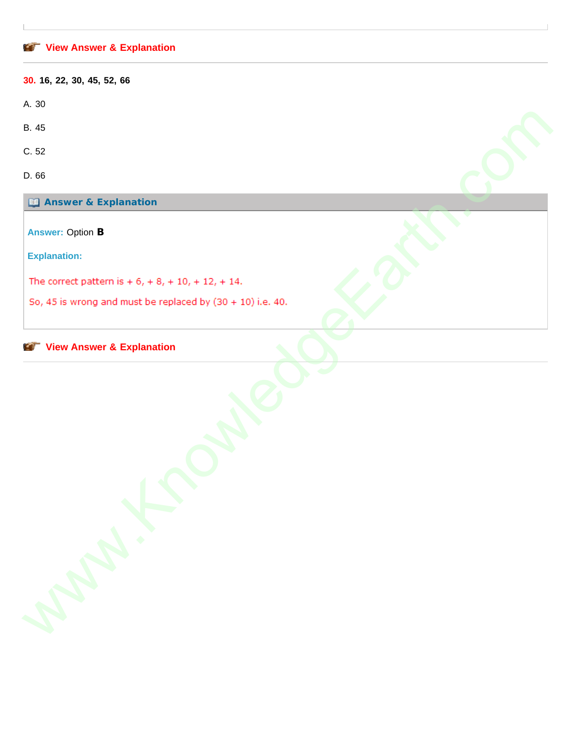View Answer & Explanation

**30.** **16, 22, 30, 45, 52, 66**

A. 30

B. 45

C. 52

D. 66

**Answer & Explanation**

**Answer:** Option **B**

**Explanation:**

The correct pattern is + 6, + 8, + 10, + 12, + 14.

So, 45 is wrong and must be replaced by (30 + 10) i.e. 40.

View Answer & Explanation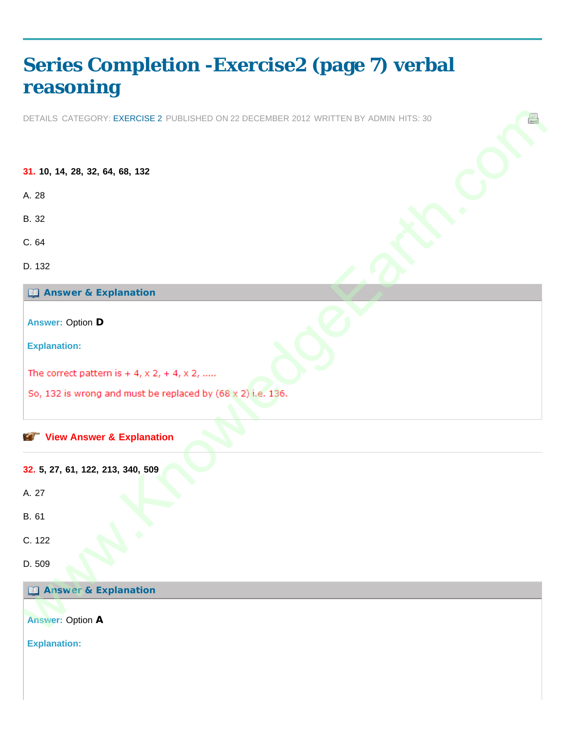# Series Completion -Exercise2 (page 7) verbal reasoning

DETAILS CATEGORY: EXERCISE 2 PUBLISHED ON 22 DECEMBER 2012 WRITTEN BY ADMIN HITS: 30

**31. 10, 14, 28, 32, 64, 68, 132**

A. 28

B. 32

C. 64

D. 132

### Answer & Explanation

**Answer:** Option **D**

**Explanation:**

The correct pattern is + 4, x 2, + 4, x 2, .....

So, 132 is wrong and must be replaced by (68 x 2) i.e. 136.

**View Answer & Explanation**

---

**32. 5, 27, 61, 122, 213, 340, 509**

A. 27

B. 61

C. 122

D. 509

### Answer & Explanation

**Answer:** Option **A**

**Explanation:**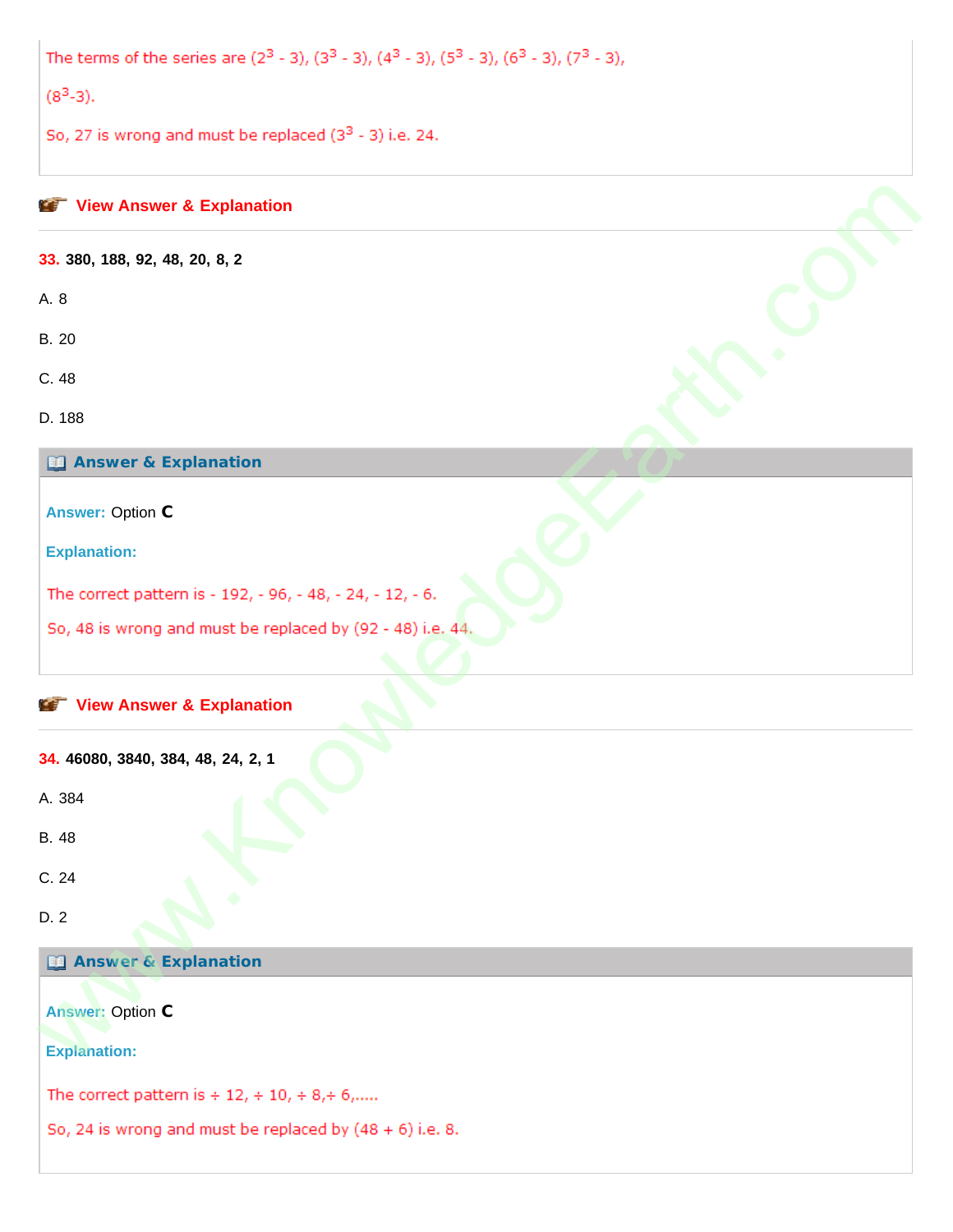The terms of the series are $(2^3 - 3)$, $(3^3 - 3)$, $(4^3 - 3)$, $(5^3 - 3)$, $(6^3 - 3)$, $(7^3 - 3)$, $(8^3 - 3)$.

So, 27 is wrong and must be replaced $(3^3 - 3)$ i.e. 24.

View Answer & Explanation

**33.** **380, 188, 92, 48, 20, 8, 2**

A. 8

B. 20

C. 48

D. 188

**Answer & Explanation**

**Answer:** Option **C**

**Explanation:**

The correct pattern is - 192, - 96, - 48, - 24, - 12, - 6.

So, 48 is wrong and must be replaced by (92 - 48) i.e. 44.

View Answer & Explanation

**34.** **46080, 3840, 384, 48, 24, 2, 1**

A. 384

B. 48

C. 24

D. 2

**Answer & Explanation**

**Answer:** Option **C**

**Explanation:**

The correct pattern is ÷ 12, ÷ 10, ÷ 8, ÷ 6,.....

So, 24 is wrong and must be replaced by (48 ÷ 6) i.e. 8.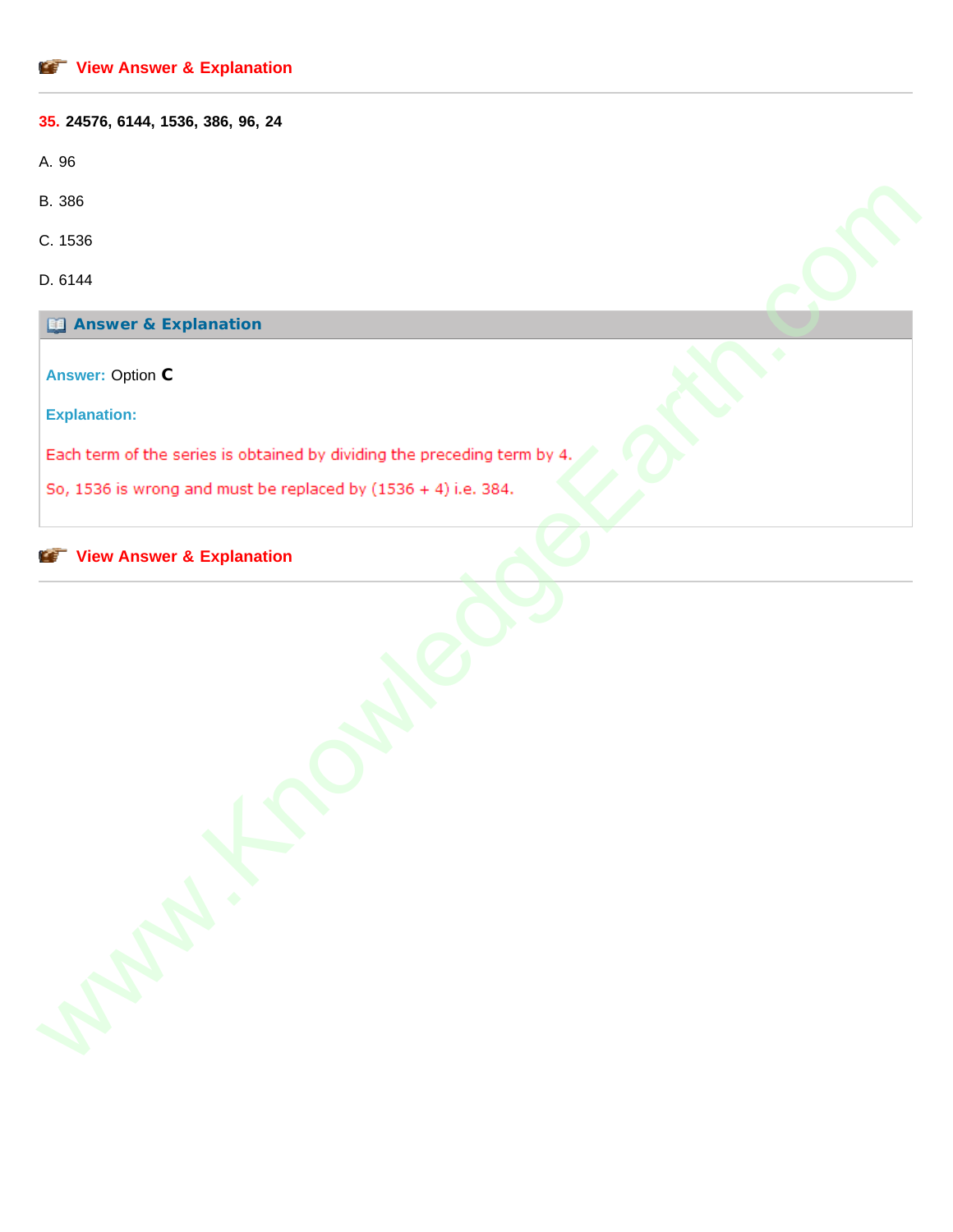**View Answer & Explanation**

**35.** **24576, 6144, 1536, 386, 96, 24**

A. 96

B. 386

C. 1536

D. 6144

### Answer & Explanation

**Answer:** Option **C**

**Explanation:**

Each term of the series is obtained by dividing the preceding term by 4.

So, 1536 is wrong and must be replaced by (1536 + 4) i.e. 384.

**View Answer & Explanation**